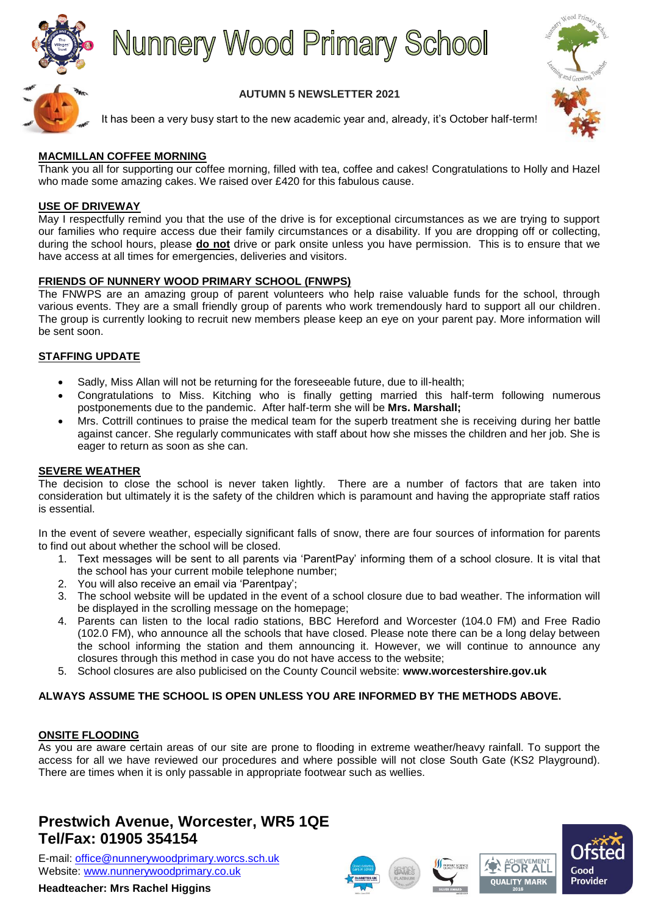# Nunnery Wood Primary School

**AUTUMN 5 NEWSLETTER 2021**

It has been a very busy start to the new academic year and, already, it's October half-term!

## MACMILLAN COFFEE MORNING

Thank you all for supporting our coffee morning, filled with tea, coffee and cakes! Congratulations to Holly and Hazel who made some amazing cakes. We raised over £420 for this fabulous cause.

## USE OF DRIVEWAY

May I respectfully remind you that the use of the drive is for exceptional circumstances as we are trying to support our families who require access due their family circumstances or a disability. If you are dropping off or collecting, during the school hours, please **do not** drive or park onsite unless you have permission. This is to ensure that we have access at all times for emergencies, deliveries and visitors.

## FRIENDS OF NUNNERY WOOD PRIMARY SCHOOL (FNWPS)

The FNWPS are an amazing group of parent volunteers who help raise valuable funds for the school, through various events. They are a small friendly group of parents who work tremendously hard to support all our children. The group is currently looking to recruit new members please keep an eye on your parent pay. More information will be sent soon.

## STAFFING UPDATE

- Sadly, Miss Allan will not be returning for the foreseeable future, due to ill-health;
- Congratulations to Miss. Kitching who is finally getting married this half-term following numerous postponements due to the pandemic. After half-term she will be **Mrs. Marshall;**
- Mrs. Cottrill continues to praise the medical team for the superb treatment she is receiving during her battle against cancer. She regularly communicates with staff about how she misses the children and her job. She is eager to return as soon as she can.

## SEVERE WEATHER

The decision to close the school is never taken lightly. There are a number of factors that are taken into consideration but ultimately it is the safety of the children which is paramount and having the appropriate staff ratios is essential.

In the event of severe weather, especially significant falls of snow, there are four sources of information for parents to find out about whether the school will be closed.

1. Text messages will be sent to all parents via 'ParentPay' informing them of a school closure. It is vital that the school has your current mobile telephone number;
2. You will also receive an email via 'Parentpay';
3. The school website will be updated in the event of a school closure due to bad weather. The information will be displayed in the scrolling message on the homepage;
4. Parents can listen to the local radio stations, BBC Hereford and Worcester (104.0 FM) and Free Radio (102.0 FM), who announce all the schools that have closed. Please note there can be a long delay between the school informing the station and them announcing it. However, we will continue to announce any closures through this method in case you do not have access to the website;
5. School closures are also publicised on the County Council website: **www.worcestershire.gov.uk**

**ALWAYS ASSUME THE SCHOOL IS OPEN UNLESS YOU ARE INFORMED BY THE METHODS ABOVE.**

## ONSITE FLOODING

As you are aware certain areas of our site are prone to flooding in extreme weather/heavy rainfall. To support the access for all we have reviewed our procedures and where possible will not close South Gate (KS2 Playground). There are times when it is only passable in appropriate footwear such as wellies.

**Prestwich Avenue, Worcester, WR5 1QE**
**Tel/Fax: 01905 354154**

E-mail: office@nunnerywoodprimary.worcs.sch.uk
Website: www.nunnerywoodprimary.co.uk

**Headteacher: Mrs Rachel Higgins**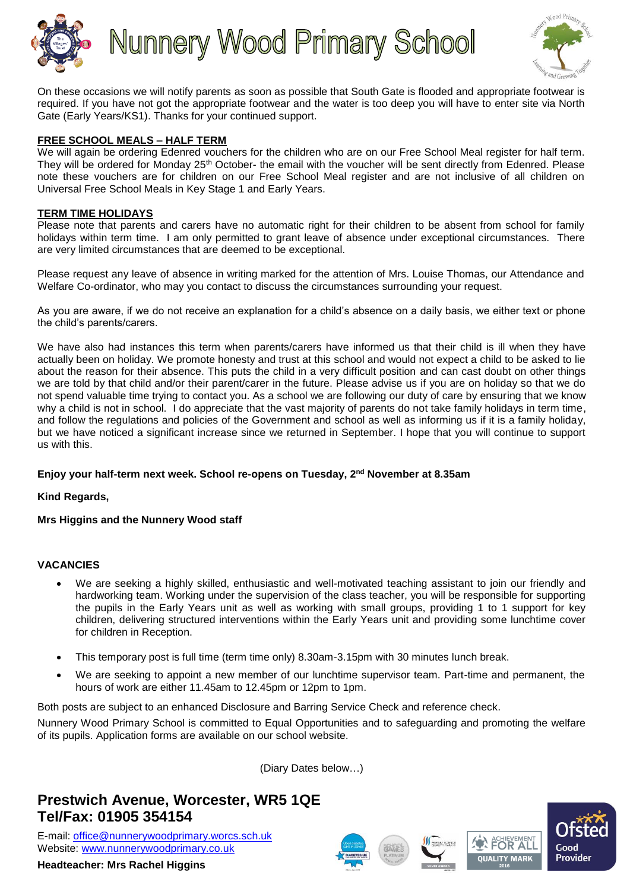On these occasions we will notify parents as soon as possible that South Gate is flooded and appropriate footwear is required. If you have not got the appropriate footwear and the water is too deep you will have to enter site via North Gate (Early Years/KS1). Thanks for your continued support.

**FREE SCHOOL MEALS – HALF TERM**

We will again be ordering Edenred vouchers for the children who are on our Free School Meal register for half term. They will be ordered for Monday 25th October- the email with the voucher will be sent directly from Edenred. Please note these vouchers are for children on our Free School Meal register and are not inclusive of all children on Universal Free School Meals in Key Stage 1 and Early Years.

**TERM TIME HOLIDAYS**

Please note that parents and carers have no automatic right for their children to be absent from school for family holidays within term time. I am only permitted to grant leave of absence under exceptional circumstances. There are very limited circumstances that are deemed to be exceptional.

Please request any leave of absence in writing marked for the attention of Mrs. Louise Thomas, our Attendance and Welfare Co-ordinator, who may you contact to discuss the circumstances surrounding your request.

As you are aware, if we do not receive an explanation for a child's absence on a daily basis, we either text or phone the child's parents/carers.

We have also had instances this term when parents/carers have informed us that their child is ill when they have actually been on holiday. We promote honesty and trust at this school and would not expect a child to be asked to lie about the reason for their absence. This puts the child in a very difficult position and can cast doubt on other things we are told by that child and/or their parent/carer in the future. Please advise us if you are on holiday so that we do not spend valuable time trying to contact you. As a school we are following our duty of care by ensuring that we know why a child is not in school. I do appreciate that the vast majority of parents do not take family holidays in term time, and follow the regulations and policies of the Government and school as well as informing us if it is a family holiday, but we have noticed a significant increase since we returned in September. I hope that you will continue to support us with this.

**Enjoy your half-term next week. School re-opens on Tuesday, 2nd November at 8.35am**

**Kind Regards,**

**Mrs Higgins and the Nunnery Wood staff**

**VACANCIES**

- We are seeking a highly skilled, enthusiastic and well-motivated teaching assistant to join our friendly and hardworking team. Working under the supervision of the class teacher, you will be responsible for supporting the pupils in the Early Years unit as well as working with small groups, providing 1 to 1 support for key children, delivering structured interventions within the Early Years unit and providing some lunchtime cover for children in Reception.
- This temporary post is full time (term time only) 8.30am-3.15pm with 30 minutes lunch break.
- We are seeking to appoint a new member of our lunchtime supervisor team. Part-time and permanent, the hours of work are either 11.45am to 12.45pm or 12pm to 1pm.

Both posts are subject to an enhanced Disclosure and Barring Service Check and reference check.

Nunnery Wood Primary School is committed to Equal Opportunities and to safeguarding and promoting the welfare of its pupils. Application forms are available on our school website.

(Diary Dates below…)

**Prestwich Avenue, Worcester, WR5 1QE**
**Tel/Fax: 01905 354154**

E-mail: office@nunnerywoodprimary.worcs.sch.uk
Website: www.nunnerywoodprimary.co.uk

**Headteacher: Mrs Rachel Higgins**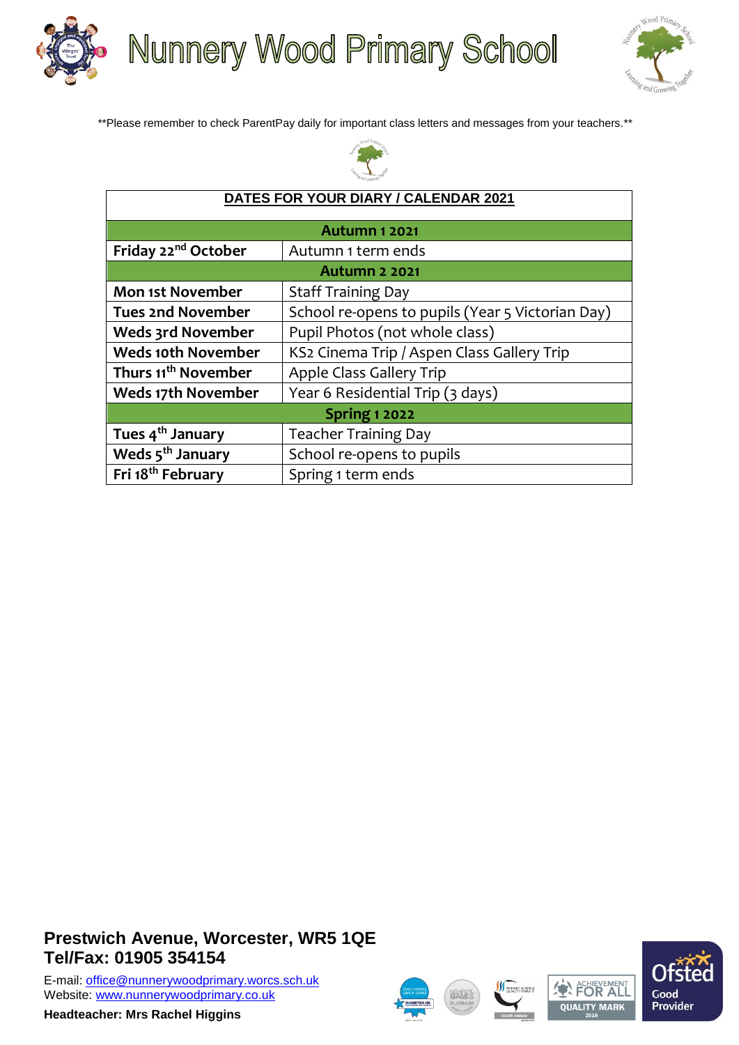# Nunnery Wood Primary School

**Please remember to check ParentPay daily for important class letters and messages from your teachers.**

| DATES FOR YOUR DIARY / CALENDAR 2021 | |
|---|---|
| **Autumn 1 2021** | |
| **Friday 22nd October** | Autumn 1 term ends |
| **Autumn 2 2021** | |
| **Mon 1st November** | Staff Training Day |
| **Tues 2nd November** | School re-opens to pupils (Year 5 Victorian Day) |
| **Weds 3rd November** | Pupil Photos (not whole class) |
| **Weds 10th November** | KS2 Cinema Trip / Aspen Class Gallery Trip |
| **Thurs 11th November** | Apple Class Gallery Trip |
| **Weds 17th November** | Year 6 Residential Trip (3 days) |
| **Spring 1 2022** | |
| **Tues 4th January** | Teacher Training Day |
| **Weds 5th January** | School re-opens to pupils |
| **Fri 18th February** | Spring 1 term ends |

**Prestwich Avenue, Worcester, WR5 1QE**
**Tel/Fax: 01905 354154**

E-mail: office@nunnerywoodprimary.worcs.sch.uk
Website: www.nunnerywoodprimary.co.uk

**Headteacher: Mrs Rachel Higgins**